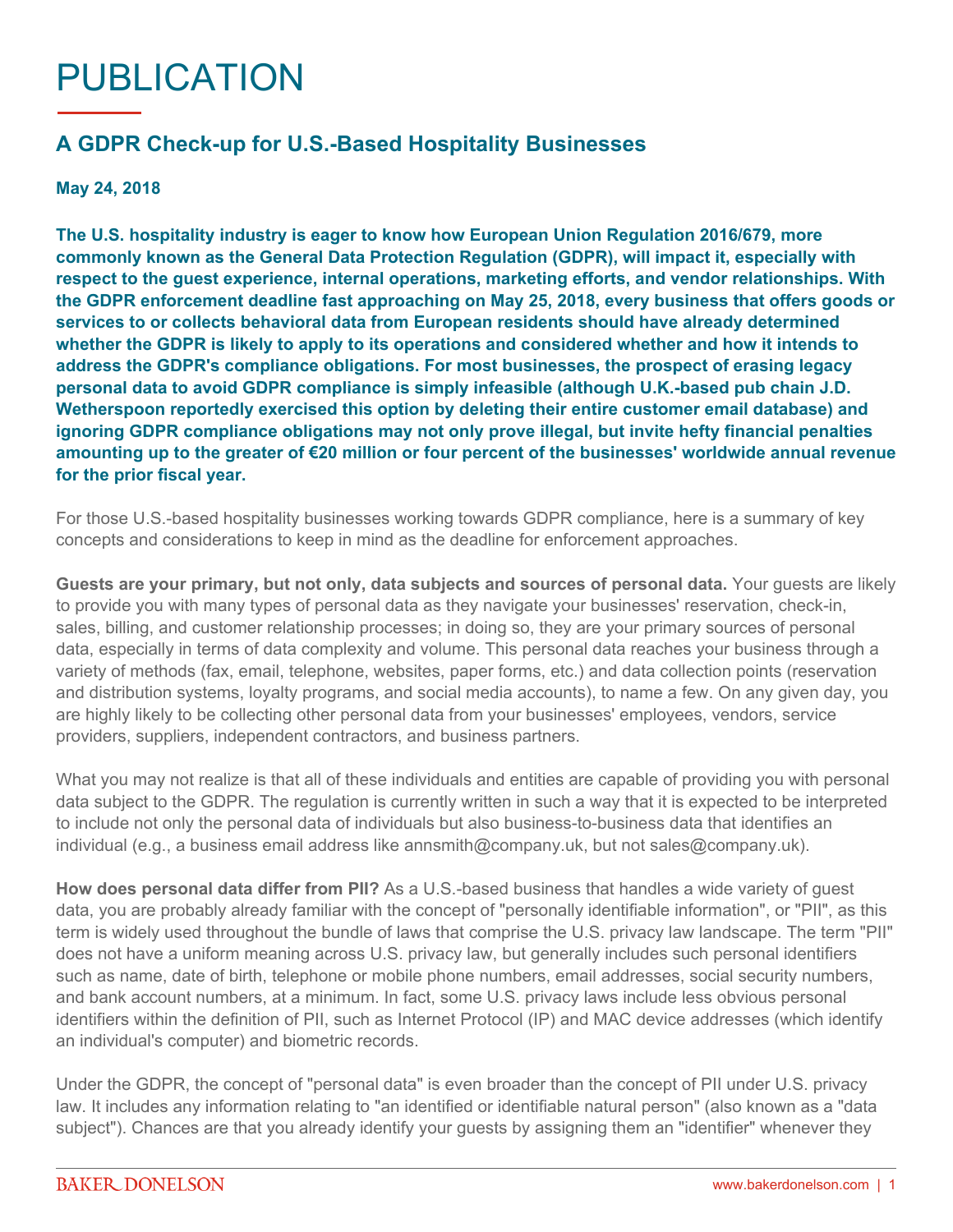# PUBLICATION

## A GDPR Check-up for U.S.-Based Hospitality Businesses

**May 24, 2018**

**The U.S. hospitality industry is eager to know how European Union Regulation 2016/679, more commonly known as the General Data Protection Regulation (GDPR), will impact it, especially with respect to the guest experience, internal operations, marketing efforts, and vendor relationships. With the GDPR enforcement deadline fast approaching on May 25, 2018, every business that offers goods or services to or collects behavioral data from European residents should have already determined whether the GDPR is likely to apply to its operations and considered whether and how it intends to address the GDPR's compliance obligations. For most businesses, the prospect of erasing legacy personal data to avoid GDPR compliance is simply infeasible (although U.K.-based pub chain J.D. Wetherspoon reportedly exercised this option by deleting their entire customer email database) and ignoring GDPR compliance obligations may not only prove illegal, but invite hefty financial penalties amounting up to the greater of €20 million or four percent of the businesses' worldwide annual revenue for the prior fiscal year.**

For those U.S.-based hospitality businesses working towards GDPR compliance, here is a summary of key concepts and considerations to keep in mind as the deadline for enforcement approaches.

**Guests are your primary, but not only, data subjects and sources of personal data.** Your guests are likely to provide you with many types of personal data as they navigate your businesses' reservation, check-in, sales, billing, and customer relationship processes; in doing so, they are your primary sources of personal data, especially in terms of data complexity and volume. This personal data reaches your business through a variety of methods (fax, email, telephone, websites, paper forms, etc.) and data collection points (reservation and distribution systems, loyalty programs, and social media accounts), to name a few. On any given day, you are highly likely to be collecting other personal data from your businesses' employees, vendors, service providers, suppliers, independent contractors, and business partners.

What you may not realize is that all of these individuals and entities are capable of providing you with personal data subject to the GDPR. The regulation is currently written in such a way that it is expected to be interpreted to include not only the personal data of individuals but also business-to-business data that identifies an individual (e.g., a business email address like annsmith@company.uk, but not sales@company.uk).

**How does personal data differ from PII?** As a U.S.-based business that handles a wide variety of guest data, you are probably already familiar with the concept of "personally identifiable information", or "PII", as this term is widely used throughout the bundle of laws that comprise the U.S. privacy law landscape. The term "PII" does not have a uniform meaning across U.S. privacy law, but generally includes such personal identifiers such as name, date of birth, telephone or mobile phone numbers, email addresses, social security numbers, and bank account numbers, at a minimum. In fact, some U.S. privacy laws include less obvious personal identifiers within the definition of PII, such as Internet Protocol (IP) and MAC device addresses (which identify an individual's computer) and biometric records.

Under the GDPR, the concept of "personal data" is even broader than the concept of PII under U.S. privacy law. It includes any information relating to "an identified or identifiable natural person" (also known as a "data subject"). Chances are that you already identify your guests by assigning them an "identifier" whenever they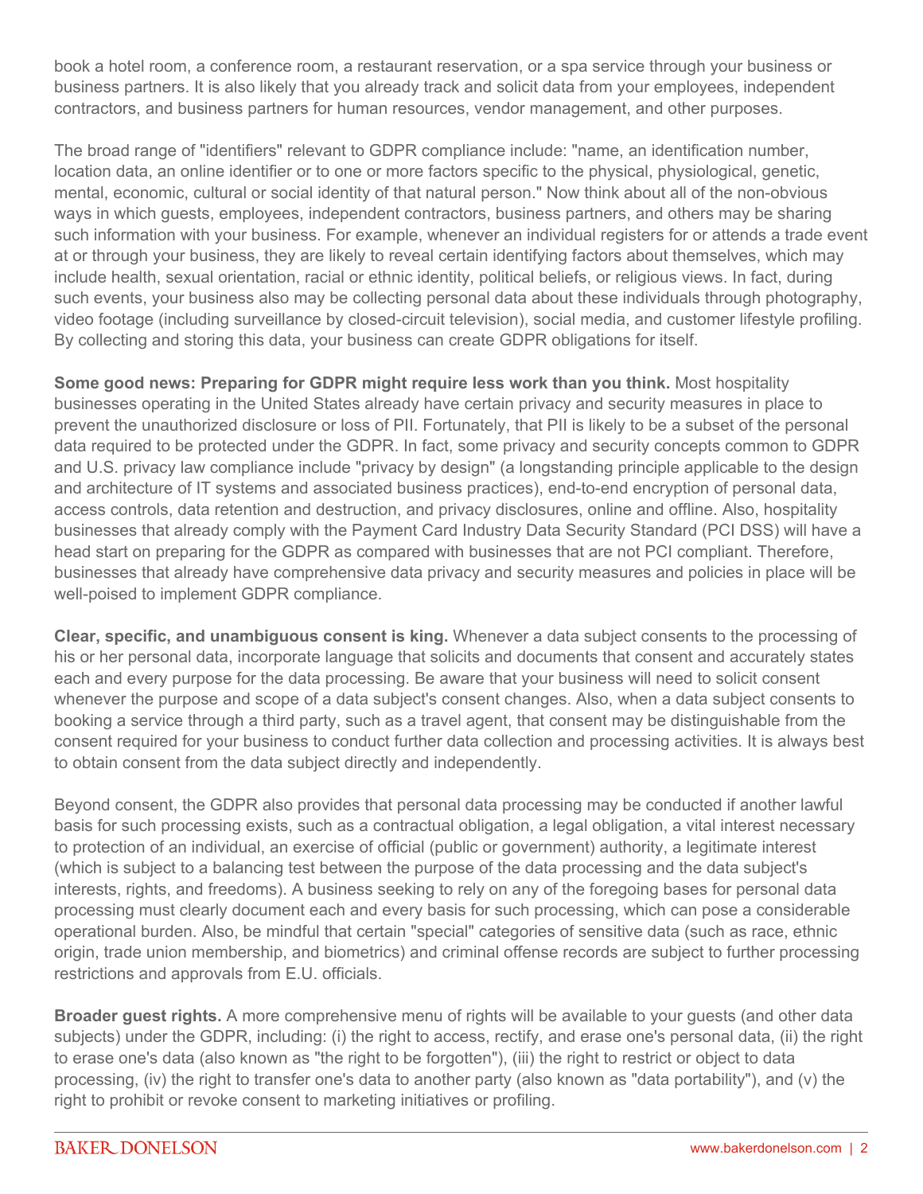book a hotel room, a conference room, a restaurant reservation, or a spa service through your business or business partners. It is also likely that you already track and solicit data from your employees, independent contractors, and business partners for human resources, vendor management, and other purposes.

The broad range of "identifiers" relevant to GDPR compliance include: "name, an identification number, location data, an online identifier or to one or more factors specific to the physical, physiological, genetic, mental, economic, cultural or social identity of that natural person." Now think about all of the non-obvious ways in which guests, employees, independent contractors, business partners, and others may be sharing such information with your business. For example, whenever an individual registers for or attends a trade event at or through your business, they are likely to reveal certain identifying factors about themselves, which may include health, sexual orientation, racial or ethnic identity, political beliefs, or religious views. In fact, during such events, your business also may be collecting personal data about these individuals through photography, video footage (including surveillance by closed-circuit television), social media, and customer lifestyle profiling. By collecting and storing this data, your business can create GDPR obligations for itself.

**Some good news: Preparing for GDPR might require less work than you think.** Most hospitality businesses operating in the United States already have certain privacy and security measures in place to prevent the unauthorized disclosure or loss of PII. Fortunately, that PII is likely to be a subset of the personal data required to be protected under the GDPR. In fact, some privacy and security concepts common to GDPR and U.S. privacy law compliance include "privacy by design" (a longstanding principle applicable to the design and architecture of IT systems and associated business practices), end-to-end encryption of personal data, access controls, data retention and destruction, and privacy disclosures, online and offline. Also, hospitality businesses that already comply with the Payment Card Industry Data Security Standard (PCI DSS) will have a head start on preparing for the GDPR as compared with businesses that are not PCI compliant. Therefore, businesses that already have comprehensive data privacy and security measures and policies in place will be well-poised to implement GDPR compliance.

**Clear, specific, and unambiguous consent is king.** Whenever a data subject consents to the processing of his or her personal data, incorporate language that solicits and documents that consent and accurately states each and every purpose for the data processing. Be aware that your business will need to solicit consent whenever the purpose and scope of a data subject's consent changes. Also, when a data subject consents to booking a service through a third party, such as a travel agent, that consent may be distinguishable from the consent required for your business to conduct further data collection and processing activities. It is always best to obtain consent from the data subject directly and independently.

Beyond consent, the GDPR also provides that personal data processing may be conducted if another lawful basis for such processing exists, such as a contractual obligation, a legal obligation, a vital interest necessary to protection of an individual, an exercise of official (public or government) authority, a legitimate interest (which is subject to a balancing test between the purpose of the data processing and the data subject's interests, rights, and freedoms). A business seeking to rely on any of the foregoing bases for personal data processing must clearly document each and every basis for such processing, which can pose a considerable operational burden. Also, be mindful that certain "special" categories of sensitive data (such as race, ethnic origin, trade union membership, and biometrics) and criminal offense records are subject to further processing restrictions and approvals from E.U. officials.

**Broader guest rights.** A more comprehensive menu of rights will be available to your guests (and other data subjects) under the GDPR, including: (i) the right to access, rectify, and erase one's personal data, (ii) the right to erase one's data (also known as "the right to be forgotten"), (iii) the right to restrict or object to data processing, (iv) the right to transfer one's data to another party (also known as "data portability"), and (v) the right to prohibit or revoke consent to marketing initiatives or profiling.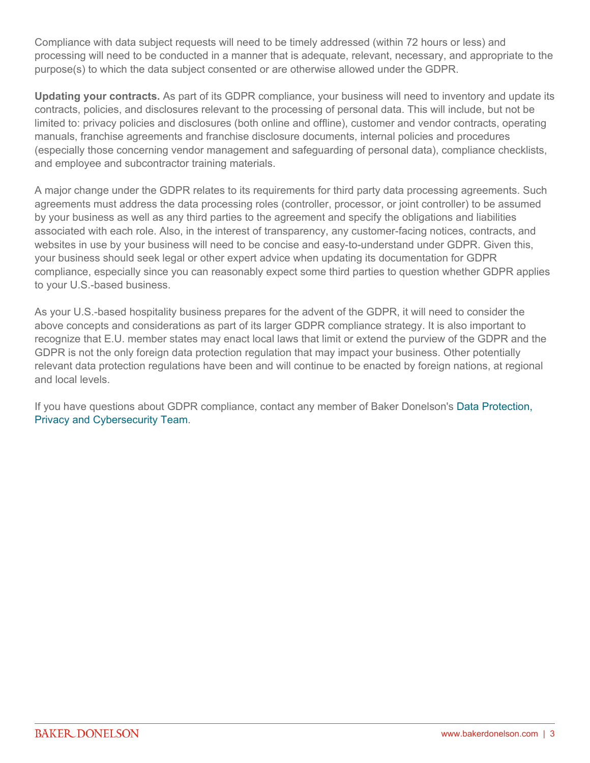Compliance with data subject requests will need to be timely addressed (within 72 hours or less) and processing will need to be conducted in a manner that is adequate, relevant, necessary, and appropriate to the purpose(s) to which the data subject consented or are otherwise allowed under the GDPR.

**Updating your contracts.** As part of its GDPR compliance, your business will need to inventory and update its contracts, policies, and disclosures relevant to the processing of personal data. This will include, but not be limited to: privacy policies and disclosures (both online and offline), customer and vendor contracts, operating manuals, franchise agreements and franchise disclosure documents, internal policies and procedures (especially those concerning vendor management and safeguarding of personal data), compliance checklists, and employee and subcontractor training materials.

A major change under the GDPR relates to its requirements for third party data processing agreements. Such agreements must address the data processing roles (controller, processor, or joint controller) to be assumed by your business as well as any third parties to the agreement and specify the obligations and liabilities associated with each role. Also, in the interest of transparency, any customer-facing notices, contracts, and websites in use by your business will need to be concise and easy-to-understand under GDPR. Given this, your business should seek legal or other expert advice when updating its documentation for GDPR compliance, especially since you can reasonably expect some third parties to question whether GDPR applies to your U.S.-based business.

As your U.S.-based hospitality business prepares for the advent of the GDPR, it will need to consider the above concepts and considerations as part of its larger GDPR compliance strategy. It is also important to recognize that E.U. member states may enact local laws that limit or extend the purview of the GDPR and the GDPR is not the only foreign data protection regulation that may impact your business. Other potentially relevant data protection regulations have been and will continue to be enacted by foreign nations, at regional and local levels.

If you have questions about GDPR compliance, contact any member of Baker Donelson's Data Protection, Privacy and Cybersecurity Team.